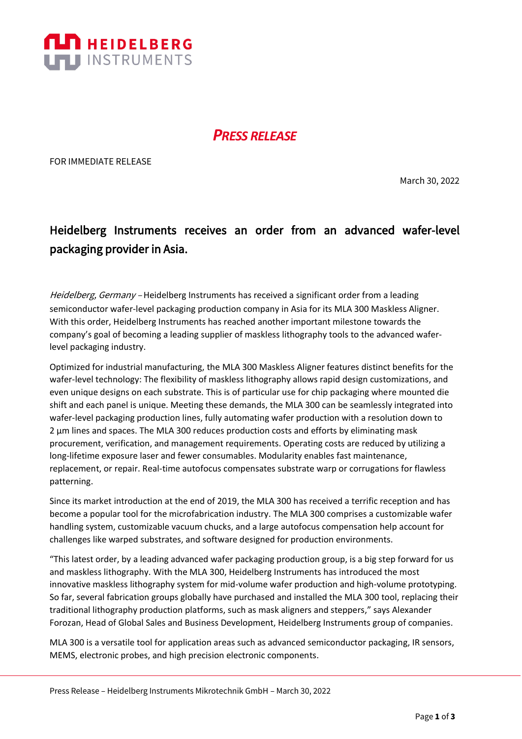**HEIDELBERG INSTRUMENTS**

## *PRESS RELEASE*

FOR IMMEDIATE RELEASE

March 30, 2022

# Heidelberg Instruments receives an order from an advanced wafer-level packaging provider in Asia.

*Heidelberg, Germany* – Heidelberg Instruments has received a significant order from a leading semiconductor wafer-level packaging production company in Asia for its MLA 300 Maskless Aligner. With this order, Heidelberg Instruments has reached another important milestone towards the company's goal of becoming a leading supplier of maskless lithography tools to the advanced wafer-level packaging industry.

Optimized for industrial manufacturing, the MLA 300 Maskless Aligner features distinct benefits for the wafer-level technology: The flexibility of maskless lithography allows rapid design customizations, and even unique designs on each substrate. This is of particular use for chip packaging where mounted die shift and each panel is unique. Meeting these demands, the MLA 300 can be seamlessly integrated into wafer-level packaging production lines, fully automating wafer production with a resolution down to 2 µm lines and spaces. The MLA 300 reduces production costs and efforts by eliminating mask procurement, verification, and management requirements. Operating costs are reduced by utilizing a long-lifetime exposure laser and fewer consumables. Modularity enables fast maintenance, replacement, or repair. Real-time autofocus compensates substrate warp or corrugations for flawless patterning.

Since its market introduction at the end of 2019, the MLA 300 has received a terrific reception and has become a popular tool for the microfabrication industry. The MLA 300 comprises a customizable wafer handling system, customizable vacuum chucks, and a large autofocus compensation help account for challenges like warped substrates, and software designed for production environments.

"This latest order, by a leading advanced wafer packaging production group, is a big step forward for us and maskless lithography. With the MLA 300, Heidelberg Instruments has introduced the most innovative maskless lithography system for mid-volume wafer production and high-volume prototyping. So far, several fabrication groups globally have purchased and installed the MLA 300 tool, replacing their traditional lithography production platforms, such as mask aligners and steppers," says Alexander Forozan, Head of Global Sales and Business Development, Heidelberg Instruments group of companies.

MLA 300 is a versatile tool for application areas such as advanced semiconductor packaging, IR sensors, MEMS, electronic probes, and high precision electronic components.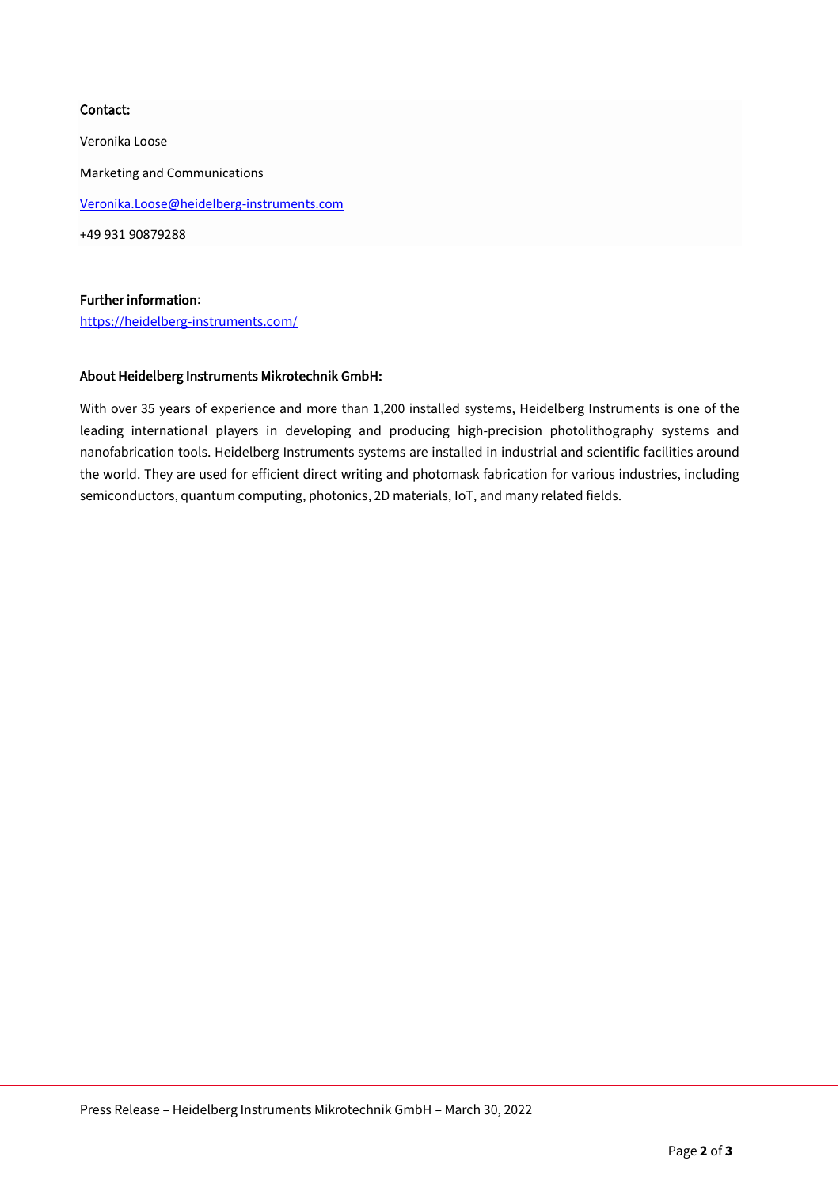**Contact:**

Veronika Loose

Marketing and Communications

Veronika.Loose@heidelberg-instruments.com

+49 931 90879288

**Further information**:
https://heidelberg-instruments.com/

**About Heidelberg Instruments Mikrotechnik GmbH:**

With over 35 years of experience and more than 1,200 installed systems, Heidelberg Instruments is one of the leading international players in developing and producing high-precision photolithography systems and nanofabrication tools. Heidelberg Instruments systems are installed in industrial and scientific facilities around the world. They are used for efficient direct writing and photomask fabrication for various industries, including semiconductors, quantum computing, photonics, 2D materials, IoT, and many related fields.